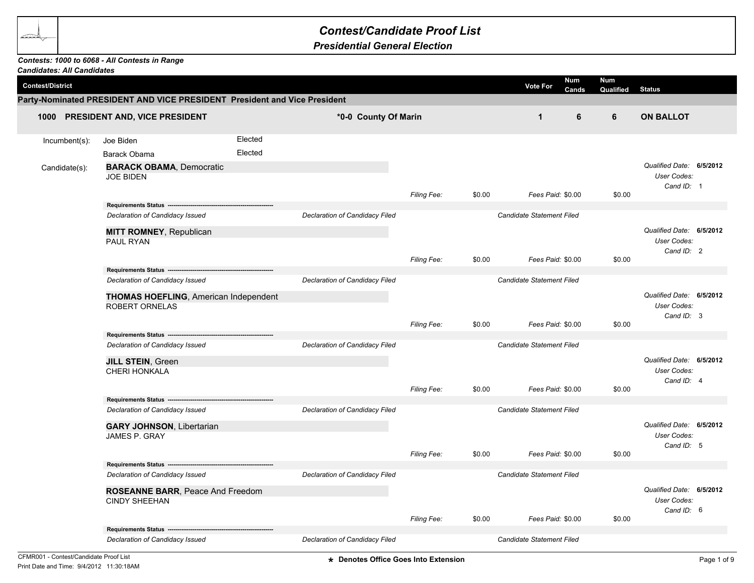# Contest/Candidate Proof List

## Presidential General Election

***Contests: 1000 to 6068 - All Contests in Range***
***Candidates: All Candidates***

| Contest/District | | Vote For | Num Cands | Num Qualified | Status |
|---|---|---|---|---|---|

**Party-Nominated PRESIDENT AND VICE PRESIDENT President and Vice President**

| Contest/District | | Vote For | Num Cands | Num Qualified | Status |
|---|---|---|---|---|---|
| **1000 PRESIDENT AND, VICE PRESIDENT** | **\*0-0 County Of Marin** | **1** | **6** | **6** | **ON BALLOT** |

Incumbent(s):

| Incumbent | Status |
|---|---|
| Joe Biden | Elected |
| Barack Obama | Elected |

Candidate(s):

**BARACK OBAMA**, Democratic
JOE BIDEN

*Filing Fee:* $0.00 *Fees Paid:* $0.00 $0.00

*Qualified Date:* **6/5/2012**
*User Codes:*
*Cand ID:* 1

**Requirements Status** ---------------------------------------------------------

*Declaration of Candidacy Issued* | *Declaration of Candidacy Filed* | *Candidate Statement Filed*

**MITT ROMNEY**, Republican
PAUL RYAN

*Filing Fee:* $0.00 *Fees Paid:* $0.00 $0.00

*Qualified Date:* **6/5/2012**
*User Codes:*
*Cand ID:* 2

**Requirements Status** ---------------------------------------------------------

*Declaration of Candidacy Issued* | *Declaration of Candidacy Filed* | *Candidate Statement Filed*

**THOMAS HOEFLING**, American Independent
ROBERT ORNELAS

*Filing Fee:* $0.00 *Fees Paid:* $0.00 $0.00

*Qualified Date:* **6/5/2012**
*User Codes:*
*Cand ID:* 3

**Requirements Status** ---------------------------------------------------------

*Declaration of Candidacy Issued* | *Declaration of Candidacy Filed* | *Candidate Statement Filed*

**JILL STEIN**, Green
CHERI HONKALA

*Filing Fee:* $0.00 *Fees Paid:* $0.00 $0.00

*Qualified Date:* **6/5/2012**
*User Codes:*
*Cand ID:* 4

**Requirements Status** ---------------------------------------------------------

*Declaration of Candidacy Issued* | *Declaration of Candidacy Filed* | *Candidate Statement Filed*

**GARY JOHNSON**, Libertarian
JAMES P. GRAY

*Filing Fee:* $0.00 *Fees Paid:* $0.00 $0.00

*Qualified Date:* **6/5/2012**
*User Codes:*
*Cand ID:* 5

**Requirements Status** ---------------------------------------------------------

*Declaration of Candidacy Issued* | *Declaration of Candidacy Filed* | *Candidate Statement Filed*

**ROSEANNE BARR**, Peace And Freedom
CINDY SHEEHAN

*Filing Fee:* $0.00 *Fees Paid:* $0.00 $0.00

*Qualified Date:* **6/5/2012**
*User Codes:*
*Cand ID:* 6

**Requirements Status** ---------------------------------------------------------

*Declaration of Candidacy Issued* | *Declaration of Candidacy Filed* | *Candidate Statement Filed*

CFMR001 - Contest/Candidate Proof List
Print Date and Time: 9/4/2012 11:30:18AM

**\* Denotes Office Goes Into Extension**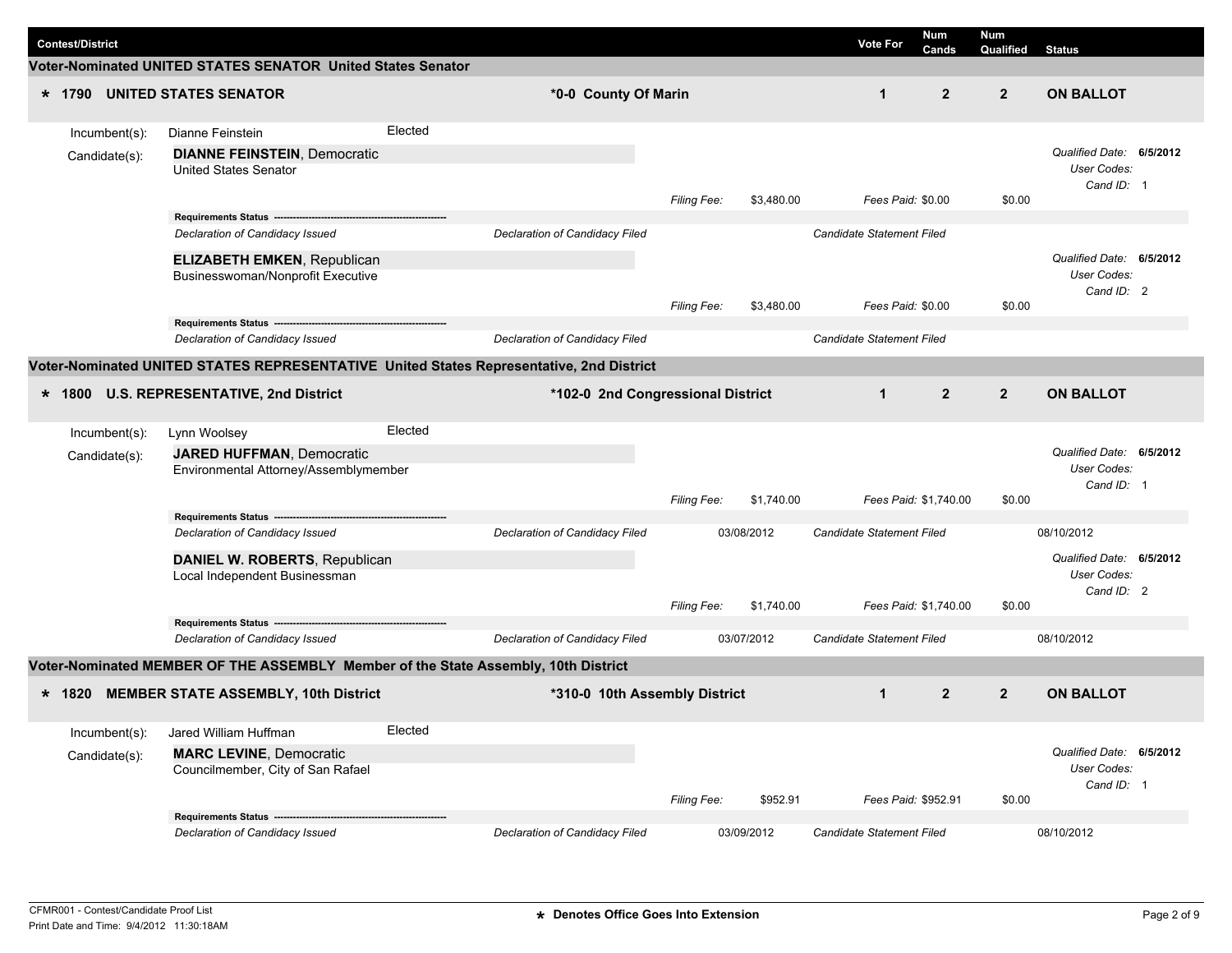| Contest/District | | Vote For | Num Cands | Num Qualified | Status |
|---|---|---|---|---|---|

## Voter-Nominated UNITED STATES SENATOR United States Senator

| * 1790 UNITED STATES SENATOR | *0-0 County Of Marin | 1 | 2 | 2 | ON BALLOT |
|---|---|---|---|---|---|

Incumbent(s): Dianne Feinstein — Elected

Candidate(s):

**DIANNE FEINSTEIN**, Democratic
United States Senator

*Qualified Date:* **6/5/2012**
*User Codes:*
*Cand ID:* 1

*Filing Fee:* $3,480.00 *Fees Paid:* $0.00 $0.00

**Requirements Status**

| *Declaration of Candidacy Issued* | *Declaration of Candidacy Filed* | | *Candidate Statement Filed* | |
|---|---|---|---|---|

**ELIZABETH EMKEN**, Republican
Businesswoman/Nonprofit Executive

*Qualified Date:* **6/5/2012**
*User Codes:*
*Cand ID:* 2

*Filing Fee:* $3,480.00 *Fees Paid:* $0.00 $0.00

**Requirements Status**

| *Declaration of Candidacy Issued* | *Declaration of Candidacy Filed* | | *Candidate Statement Filed* | |
|---|---|---|---|---|

## Voter-Nominated UNITED STATES REPRESENTATIVE United States Representative, 2nd District

| * 1800 U.S. REPRESENTATIVE, 2nd District | *102-0 2nd Congressional District | 1 | 2 | 2 | ON BALLOT |
|---|---|---|---|---|---|

Incumbent(s): Lynn Woolsey — Elected

Candidate(s):

**JARED HUFFMAN**, Democratic
Environmental Attorney/Assemblymember

*Qualified Date:* **6/5/2012**
*User Codes:*
*Cand ID:* 1

*Filing Fee:* $1,740.00 *Fees Paid:* $1,740.00 $0.00

**Requirements Status**

| *Declaration of Candidacy Issued* | *Declaration of Candidacy Filed* | 03/08/2012 | *Candidate Statement Filed* | 08/10/2012 |
|---|---|---|---|---|

**DANIEL W. ROBERTS**, Republican
Local Independent Businessman

*Qualified Date:* **6/5/2012**
*User Codes:*
*Cand ID:* 2

*Filing Fee:* $1,740.00 *Fees Paid:* $1,740.00 $0.00

**Requirements Status**

| *Declaration of Candidacy Issued* | *Declaration of Candidacy Filed* | 03/07/2012 | *Candidate Statement Filed* | 08/10/2012 |
|---|---|---|---|---|

## Voter-Nominated MEMBER OF THE ASSEMBLY Member of the State Assembly, 10th District

| * 1820 MEMBER STATE ASSEMBLY, 10th District | *310-0 10th Assembly District | 1 | 2 | 2 | ON BALLOT |
|---|---|---|---|---|---|

Incumbent(s): Jared William Huffman — Elected

Candidate(s):

**MARC LEVINE**, Democratic
Councilmember, City of San Rafael

*Qualified Date:* **6/5/2012**
*User Codes:*
*Cand ID:* 1

*Filing Fee:* $952.91 *Fees Paid:* $952.91 $0.00

**Requirements Status**

| *Declaration of Candidacy Issued* | *Declaration of Candidacy Filed* | 03/09/2012 | *Candidate Statement Filed* | 08/10/2012 |
|---|---|---|---|---|

CFMR001 - Contest/Candidate Proof List
Print Date and Time: 9/4/2012 11:30:18AM

* Denotes Office Goes Into Extension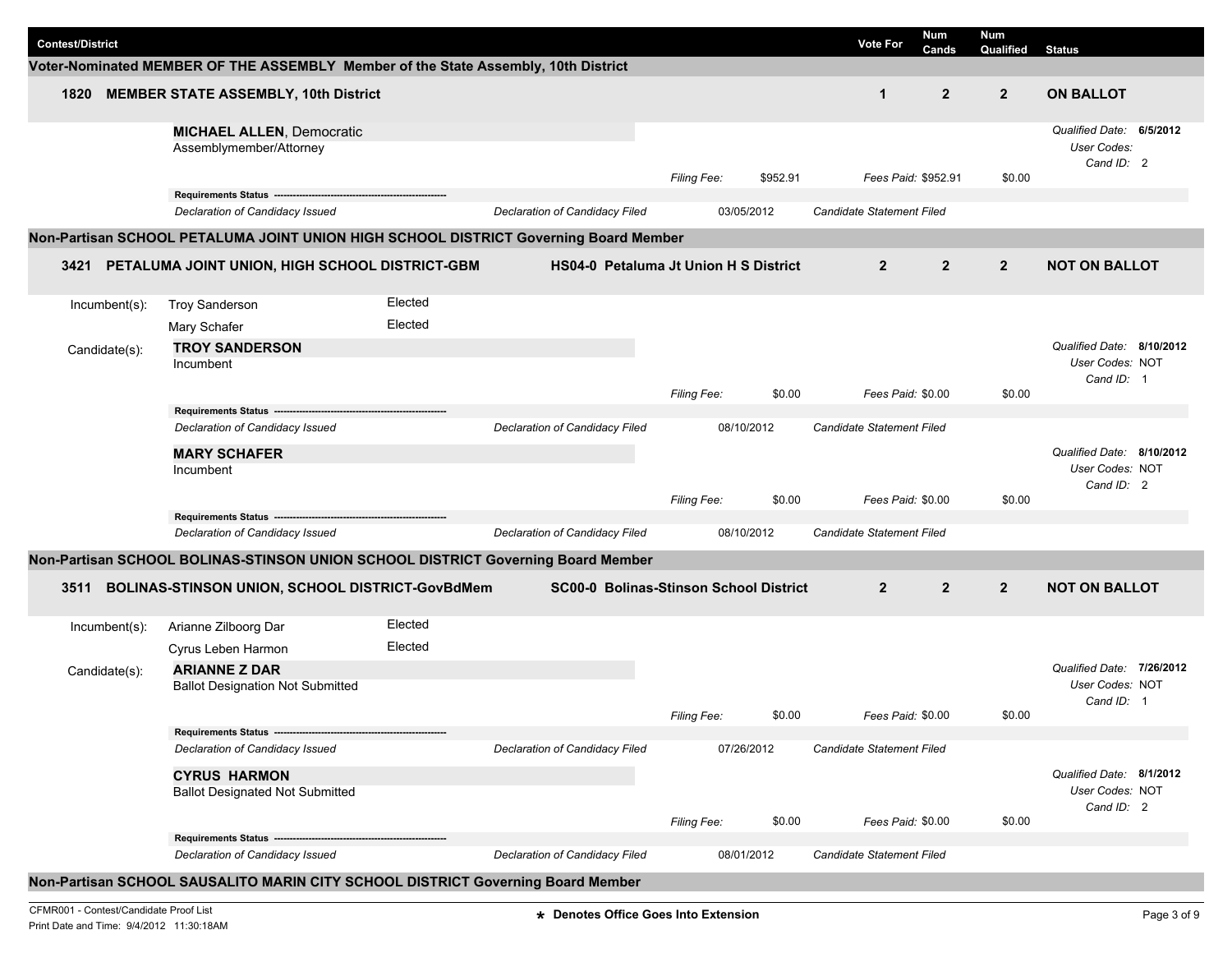| Contest/District | Vote For | Num Cands | Num Qualified | Status |
|---|---|---|---|---|

## Voter-Nominated MEMBER OF THE ASSEMBLY Member of the State Assembly, 10th District

| | | Vote For | Num Cands | Num Qualified | Status |
|---|---|---|---|---|---|
| 1820 | MEMBER STATE ASSEMBLY, 10th District | 1 | 2 | 2 | ON BALLOT |

**MICHAEL ALLEN**, Democratic
Assemblymember/Attorney

*Filing Fee:* $952.91 | *Fees Paid:* $952.91 | $0.00

*Qualified Date:* **6/5/2012**
*User Codes:*
*Cand ID:* 2

**Requirements Status**

| | | | |
|---|---|---|---|
| *Declaration of Candidacy Issued* | *Declaration of Candidacy Filed* | 03/05/2012 | *Candidate Statement Filed* |

## Non-Partisan SCHOOL PETALUMA JOINT UNION HIGH SCHOOL DISTRICT Governing Board Member

| | | District | Vote For | Num Cands | Num Qualified | Status |
|---|---|---|---|---|---|---|
| 3421 | PETALUMA JOINT UNION, HIGH SCHOOL DISTRICT-GBM | HS04-0 Petaluma Jt Union H S District | 2 | 2 | 2 | NOT ON BALLOT |

Incumbent(s):
- Troy Sanderson — Elected
- Mary Schafer — Elected

Candidate(s):

**TROY SANDERSON**
Incumbent

*Filing Fee:* $0.00 | *Fees Paid:* $0.00 | $0.00

*Qualified Date:* **8/10/2012**
*User Codes:* NOT
*Cand ID:* 1

**Requirements Status**

| | | | |
|---|---|---|---|
| *Declaration of Candidacy Issued* | *Declaration of Candidacy Filed* | 08/10/2012 | *Candidate Statement Filed* |

**MARY SCHAFER**
Incumbent

*Filing Fee:* $0.00 | *Fees Paid:* $0.00 | $0.00

*Qualified Date:* **8/10/2012**
*User Codes:* NOT
*Cand ID:* 2

**Requirements Status**

| | | | |
|---|---|---|---|
| *Declaration of Candidacy Issued* | *Declaration of Candidacy Filed* | 08/10/2012 | *Candidate Statement Filed* |

## Non-Partisan SCHOOL BOLINAS-STINSON UNION SCHOOL DISTRICT Governing Board Member

| | | District | Vote For | Num Cands | Num Qualified | Status |
|---|---|---|---|---|---|---|
| 3511 | BOLINAS-STINSON UNION, SCHOOL DISTRICT-GovBdMem | SC00-0 Bolinas-Stinson School District | 2 | 2 | 2 | NOT ON BALLOT |

Incumbent(s):
- Arianne Zilboorg Dar — Elected
- Cyrus Leben Harmon — Elected

Candidate(s):

**ARIANNE Z DAR**
Ballot Designation Not Submitted

*Filing Fee:* $0.00 | *Fees Paid:* $0.00 | $0.00

*Qualified Date:* **7/26/2012**
*User Codes:* NOT
*Cand ID:* 1

**Requirements Status**

| | | | |
|---|---|---|---|
| *Declaration of Candidacy Issued* | *Declaration of Candidacy Filed* | 07/26/2012 | *Candidate Statement Filed* |

**CYRUS HARMON**
Ballot Designated Not Submitted

*Filing Fee:* $0.00 | *Fees Paid:* $0.00 | $0.00

*Qualified Date:* **8/1/2012**
*User Codes:* NOT
*Cand ID:* 2

**Requirements Status**

| | | | |
|---|---|---|---|
| *Declaration of Candidacy Issued* | *Declaration of Candidacy Filed* | 08/01/2012 | *Candidate Statement Filed* |

## Non-Partisan SCHOOL SAUSALITO MARIN CITY SCHOOL DISTRICT Governing Board Member

CFMR001 - Contest/Candidate Proof List
Print Date and Time: 9/4/2012 11:30:18AM

* Denotes Office Goes Into Extension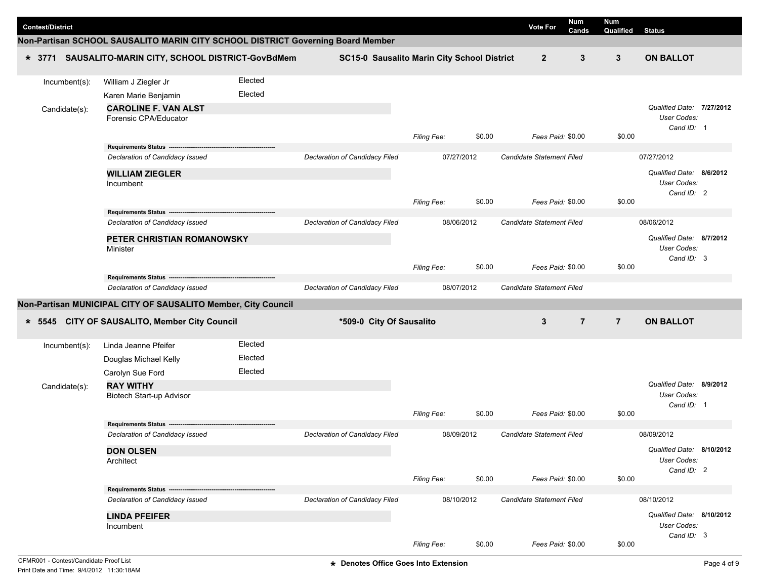| Contest/District | | Vote For | Num Cands | Num Qualified | Status |
|---|---|---|---|---|---|

## Non-Partisan SCHOOL SAUSALITO MARIN CITY SCHOOL DISTRICT Governing Board Member

**\* 3771 SAUSALITO-MARIN CITY, SCHOOL DISTRICT-GovBdMem** — **SC15-0 Sausalito Marin City School District** — Vote For: **2** — Num Cands: **3** — Num Qualified: **3** — Status: **ON BALLOT**

Incumbent(s):
- William J Ziegler Jr — Elected
- Karen Marie Benjamin — Elected

Candidate(s):

**CAROLINE F. VAN ALST**
Forensic CPA/Educator

*Qualified Date:* **7/27/2012**
*User Codes:*
*Cand ID:* 1

*Filing Fee:* $0.00 — *Fees Paid:* $0.00 — $0.00

**Requirements Status**

| *Declaration of Candidacy Issued* | *Declaration of Candidacy Filed* | 07/27/2012 | *Candidate Statement Filed* | 07/27/2012 |
|---|---|---|---|---|

**WILLIAM ZIEGLER**
Incumbent

*Qualified Date:* **8/6/2012**
*User Codes:*
*Cand ID:* 2

*Filing Fee:* $0.00 — *Fees Paid:* $0.00 — $0.00

**Requirements Status**

| *Declaration of Candidacy Issued* | *Declaration of Candidacy Filed* | 08/06/2012 | *Candidate Statement Filed* | 08/06/2012 |
|---|---|---|---|---|

**PETER CHRISTIAN ROMANOWSKY**
Minister

*Qualified Date:* **8/7/2012**
*User Codes:*
*Cand ID:* 3

*Filing Fee:* $0.00 — *Fees Paid:* $0.00 — $0.00

**Requirements Status**

| *Declaration of Candidacy Issued* | *Declaration of Candidacy Filed* | 08/07/2012 | *Candidate Statement Filed* | |
|---|---|---|---|---|

## Non-Partisan MUNICIPAL CITY OF SAUSALITO Member, City Council

**\* 5545 CITY OF SAUSALITO, Member City Council** — **\*509-0 City Of Sausalito** — Vote For: **3** — Num Cands: **7** — Num Qualified: **7** — Status: **ON BALLOT**

Incumbent(s):
- Linda Jeanne Pfeifer — Elected
- Douglas Michael Kelly — Elected
- Carolyn Sue Ford — Elected

Candidate(s):

**RAY WITHY**
Biotech Start-up Advisor

*Qualified Date:* **8/9/2012**
*User Codes:*
*Cand ID:* 1

*Filing Fee:* $0.00 — *Fees Paid:* $0.00 — $0.00

**Requirements Status**

| *Declaration of Candidacy Issued* | *Declaration of Candidacy Filed* | 08/09/2012 | *Candidate Statement Filed* | 08/09/2012 |
|---|---|---|---|---|

**DON OLSEN**
Architect

*Qualified Date:* **8/10/2012**
*User Codes:*
*Cand ID:* 2

*Filing Fee:* $0.00 — *Fees Paid:* $0.00 — $0.00

**Requirements Status**

| *Declaration of Candidacy Issued* | *Declaration of Candidacy Filed* | 08/10/2012 | *Candidate Statement Filed* | 08/10/2012 |
|---|---|---|---|---|

**LINDA PFEIFER**
Incumbent

*Qualified Date:* **8/10/2012**
*User Codes:*
*Cand ID:* 3

*Filing Fee:* $0.00 — *Fees Paid:* $0.00 — $0.00

CFMR001 - Contest/Candidate Proof List
Print Date and Time: 9/4/2012 11:30:18AM

\* Denotes Office Goes Into Extension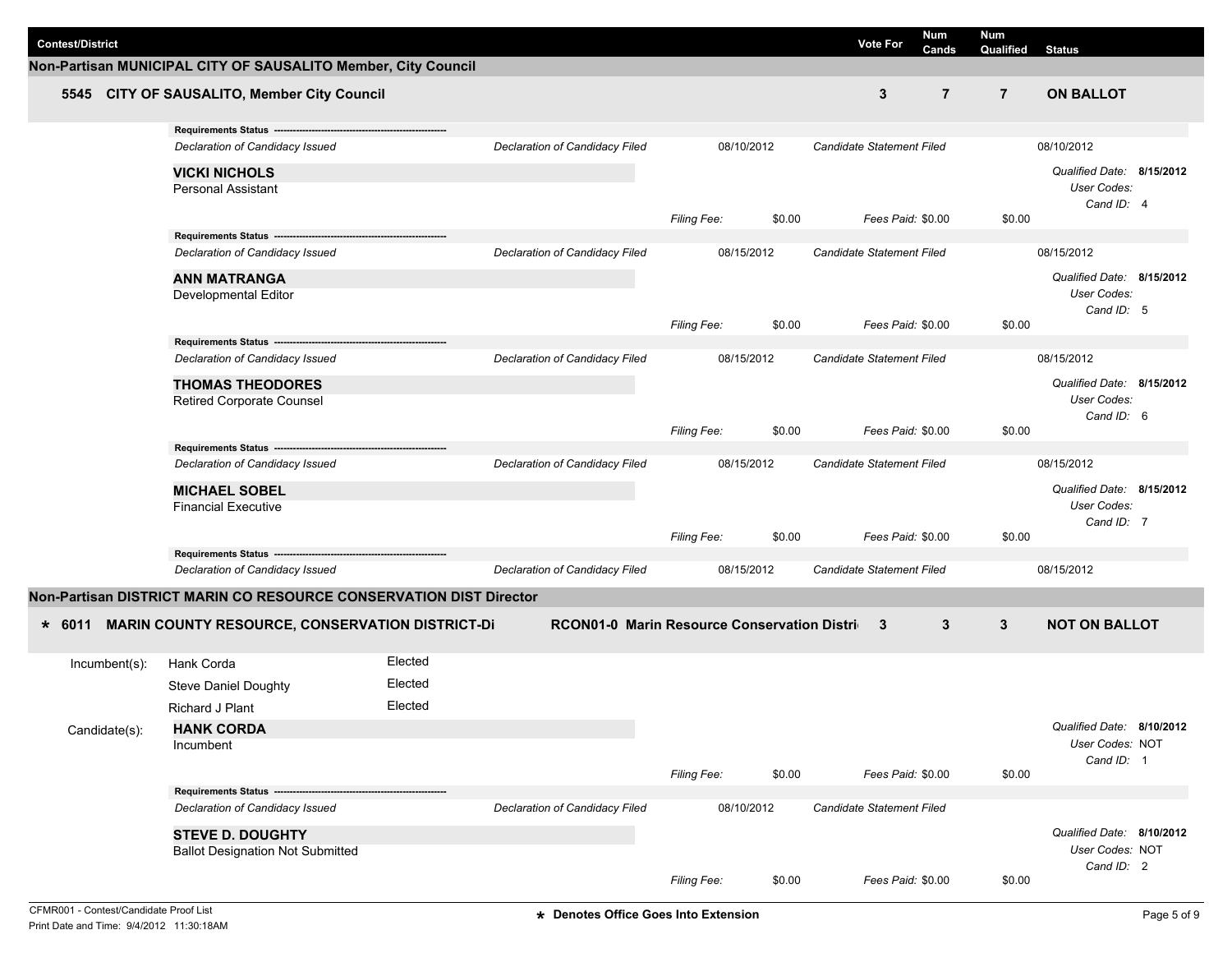| Contest/District | Vote For | Num Cands | Num Qualified | Status |
|---|---|---|---|---|

## Non-Partisan MUNICIPAL CITY OF SAUSALITO Member, City Council

| | Vote For | Num Cands | Num Qualified | Status |
|---|---|---|---|---|
| **5545 CITY OF SAUSALITO, Member City Council** | **3** | **7** | **7** | **ON BALLOT** |

**Requirements Status** ---
*Declaration of Candidacy Issued* | *Declaration of Candidacy Filed* 08/10/2012 | *Candidate Statement Filed* 08/10/2012

**VICKI NICHOLS**
Personal Assistant
*Qualified Date:* **8/15/2012**
*User Codes:*
*Cand ID:* 4
*Filing Fee:* $0.00 | *Fees Paid:* $0.00 | $0.00

**Requirements Status** ---
*Declaration of Candidacy Issued* | *Declaration of Candidacy Filed* 08/15/2012 | *Candidate Statement Filed* 08/15/2012

**ANN MATRANGA**
Developmental Editor
*Qualified Date:* **8/15/2012**
*User Codes:*
*Cand ID:* 5
*Filing Fee:* $0.00 | *Fees Paid:* $0.00 | $0.00

**Requirements Status** ---
*Declaration of Candidacy Issued* | *Declaration of Candidacy Filed* 08/15/2012 | *Candidate Statement Filed* 08/15/2012

**THOMAS THEODORES**
Retired Corporate Counsel
*Qualified Date:* **8/15/2012**
*User Codes:*
*Cand ID:* 6
*Filing Fee:* $0.00 | *Fees Paid:* $0.00 | $0.00

**Requirements Status** ---
*Declaration of Candidacy Issued* | *Declaration of Candidacy Filed* 08/15/2012 | *Candidate Statement Filed* 08/15/2012

**MICHAEL SOBEL**
Financial Executive
*Qualified Date:* **8/15/2012**
*User Codes:*
*Cand ID:* 7
*Filing Fee:* $0.00 | *Fees Paid:* $0.00 | $0.00

**Requirements Status** ---
*Declaration of Candidacy Issued* | *Declaration of Candidacy Filed* 08/15/2012 | *Candidate Statement Filed* 08/15/2012

## Non-Partisan DISTRICT MARIN CO RESOURCE CONSERVATION DIST Director

| | | Vote For | Num Cands | Num Qualified | Status |
|---|---|---|---|---|---|
| **\* 6011 MARIN COUNTY RESOURCE, CONSERVATION DISTRICT-Di** | **RCON01-0 Marin Resource Conservation Distri** | **3** | **3** | **3** | **NOT ON BALLOT** |

Incumbent(s):

| Name | Status |
|---|---|
| Hank Corda | Elected |
| Steve Daniel Doughty | Elected |
| Richard J Plant | Elected |

Candidate(s):

**HANK CORDA**
Incumbent
*Qualified Date:* **8/10/2012**
*User Codes:* NOT
*Cand ID:* 1
*Filing Fee:* $0.00 | *Fees Paid:* $0.00 | $0.00

**Requirements Status** ---
*Declaration of Candidacy Issued* | *Declaration of Candidacy Filed* 08/10/2012 | *Candidate Statement Filed*

**STEVE D. DOUGHTY**
Ballot Designation Not Submitted
*Qualified Date:* **8/10/2012**
*User Codes:* NOT
*Cand ID:* 2
*Filing Fee:* $0.00 | *Fees Paid:* $0.00 | $0.00

CFMR001 - Contest/Candidate Proof List
Print Date and Time: 9/4/2012 11:30:18AM

\* Denotes Office Goes Into Extension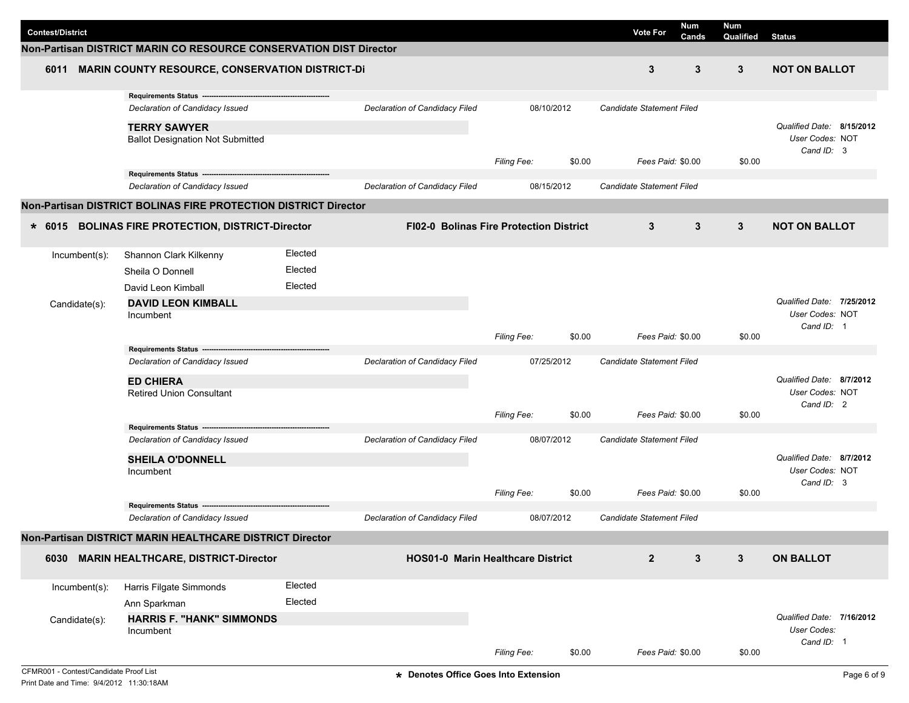| Contest/District | Vote For | Num Cands | Num Qualified | Status |
|---|---|---|---|---|

## Non-Partisan DISTRICT MARIN CO RESOURCE CONSERVATION DIST Director

**6011 MARIN COUNTY RESOURCE, CONSERVATION DISTRICT-Di** | Vote For: 3 | Num Cands: 3 | Num Qualified: 3 | **NOT ON BALLOT**

**Requirements Status** ---
*Declaration of Candidacy Issued* | *Declaration of Candidacy Filed* 08/10/2012 | *Candidate Statement Filed*

**TERRY SAWYER**
Ballot Designation Not Submitted
*Filing Fee:* $0.00 | *Fees Paid:* $0.00 | $0.00
*Qualified Date:* **8/15/2012**
*User Codes:* NOT
*Cand ID:* 3

**Requirements Status** ---
*Declaration of Candidacy Issued* | *Declaration of Candidacy Filed* 08/15/2012 | *Candidate Statement Filed*

## Non-Partisan DISTRICT BOLINAS FIRE PROTECTION DISTRICT Director

**\* 6015 BOLINAS FIRE PROTECTION, DISTRICT-Director** | **FI02-0 Bolinas Fire Protection District** | Vote For: 3 | Num Cands: 3 | Num Qualified: 3 | **NOT ON BALLOT**

Incumbent(s):
- Shannon Clark Kilkenny — Elected
- Sheila O Donnell — Elected
- David Leon Kimball — Elected

Candidate(s):

**DAVID LEON KIMBALL**
Incumbent
*Filing Fee:* $0.00 | *Fees Paid:* $0.00 | $0.00
*Qualified Date:* **7/25/2012**
*User Codes:* NOT
*Cand ID:* 1

**Requirements Status** ---
*Declaration of Candidacy Issued* | *Declaration of Candidacy Filed* 07/25/2012 | *Candidate Statement Filed*

**ED CHIERA**
Retired Union Consultant
*Filing Fee:* $0.00 | *Fees Paid:* $0.00 | $0.00
*Qualified Date:* **8/7/2012**
*User Codes:* NOT
*Cand ID:* 2

**Requirements Status** ---
*Declaration of Candidacy Issued* | *Declaration of Candidacy Filed* 08/07/2012 | *Candidate Statement Filed*

**SHEILA O'DONNELL**
Incumbent
*Filing Fee:* $0.00 | *Fees Paid:* $0.00 | $0.00
*Qualified Date:* **8/7/2012**
*User Codes:* NOT
*Cand ID:* 3

**Requirements Status** ---
*Declaration of Candidacy Issued* | *Declaration of Candidacy Filed* 08/07/2012 | *Candidate Statement Filed*

## Non-Partisan DISTRICT MARIN HEALTHCARE DISTRICT Director

**6030 MARIN HEALTHCARE, DISTRICT-Director** | **HOS01-0 Marin Healthcare District** | Vote For: 2 | Num Cands: 3 | Num Qualified: 3 | **ON BALLOT**

Incumbent(s):
- Harris Filgate Simmonds — Elected
- Ann Sparkman — Elected

Candidate(s):

**HARRIS F. "HANK" SIMMONDS**
Incumbent
*Filing Fee:* $0.00 | *Fees Paid:* $0.00 | $0.00
*Qualified Date:* **7/16/2012**
*User Codes:*
*Cand ID:* 1

CFMR001 - Contest/Candidate Proof List
Print Date and Time: 9/4/2012 11:30:18AM

\* Denotes Office Goes Into Extension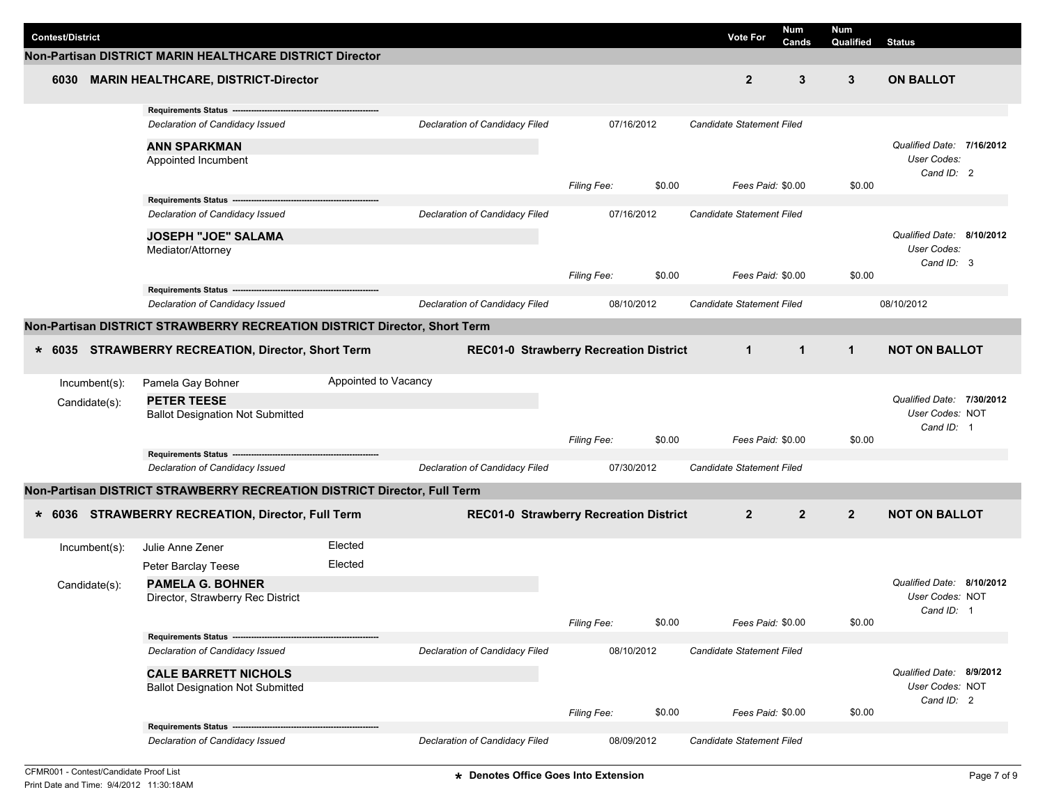| Contest/District | | Vote For | Num Cands | Num Qualified | Status |
|---|---|---|---|---|---|

## Non-Partisan DISTRICT MARIN HEALTHCARE DISTRICT Director

**6030 MARIN HEALTHCARE, DISTRICT-Director** — Vote For: **2** | Num Cands: **3** | Num Qualified: **3** | **ON BALLOT**

**Requirements Status** ---
*Declaration of Candidacy Issued* | *Declaration of Candidacy Filed* 07/16/2012 | *Candidate Statement Filed*

**ANN SPARKMAN**
Appointed Incumbent
*Qualified Date:* **7/16/2012**
*User Codes:*
*Cand ID:* 2
*Filing Fee:* $0.00 | *Fees Paid:* $0.00 | $0.00

**Requirements Status** ---
*Declaration of Candidacy Issued* | *Declaration of Candidacy Filed* 07/16/2012 | *Candidate Statement Filed*

**JOSEPH "JOE" SALAMA**
Mediator/Attorney
*Qualified Date:* **8/10/2012**
*User Codes:*
*Cand ID:* 3
*Filing Fee:* $0.00 | *Fees Paid:* $0.00 | $0.00

**Requirements Status** ---
*Declaration of Candidacy Issued* | *Declaration of Candidacy Filed* 08/10/2012 | *Candidate Statement Filed* 08/10/2012

## Non-Partisan DISTRICT STRAWBERRY RECREATION DISTRICT Director, Short Term

**\* 6035 STRAWBERRY RECREATION, Director, Short Term** — **REC01-0 Strawberry Recreation District** — Vote For: **1** | Num Cands: **1** | Num Qualified: **1** | **NOT ON BALLOT**

Incumbent(s): Pamela Gay Bohner — Appointed to Vacancy

Candidate(s):

**PETER TEESE**
Ballot Designation Not Submitted
*Qualified Date:* **7/30/2012**
*User Codes:* NOT
*Cand ID:* 1
*Filing Fee:* $0.00 | *Fees Paid:* $0.00 | $0.00

**Requirements Status** ---
*Declaration of Candidacy Issued* | *Declaration of Candidacy Filed* 07/30/2012 | *Candidate Statement Filed*

## Non-Partisan DISTRICT STRAWBERRY RECREATION DISTRICT Director, Full Term

**\* 6036 STRAWBERRY RECREATION, Director, Full Term** — **REC01-0 Strawberry Recreation District** — Vote For: **2** | Num Cands: **2** | Num Qualified: **2** | **NOT ON BALLOT**

Incumbent(s):
- Julie Anne Zener — Elected
- Peter Barclay Teese — Elected

Candidate(s):

**PAMELA G. BOHNER**
Director, Strawberry Rec District
*Qualified Date:* **8/10/2012**
*User Codes:* NOT
*Cand ID:* 1
*Filing Fee:* $0.00 | *Fees Paid:* $0.00 | $0.00

**Requirements Status** ---
*Declaration of Candidacy Issued* | *Declaration of Candidacy Filed* 08/10/2012 | *Candidate Statement Filed*

**CALE BARRETT NICHOLS**
Ballot Designation Not Submitted
*Qualified Date:* **8/9/2012**
*User Codes:* NOT
*Cand ID:* 2
*Filing Fee:* $0.00 | *Fees Paid:* $0.00 | $0.00

**Requirements Status** ---
*Declaration of Candidacy Issued* | *Declaration of Candidacy Filed* 08/09/2012 | *Candidate Statement Filed*

CFMR001 - Contest/Candidate Proof List
Print Date and Time: 9/4/2012 11:30:18AM

\* Denotes Office Goes Into Extension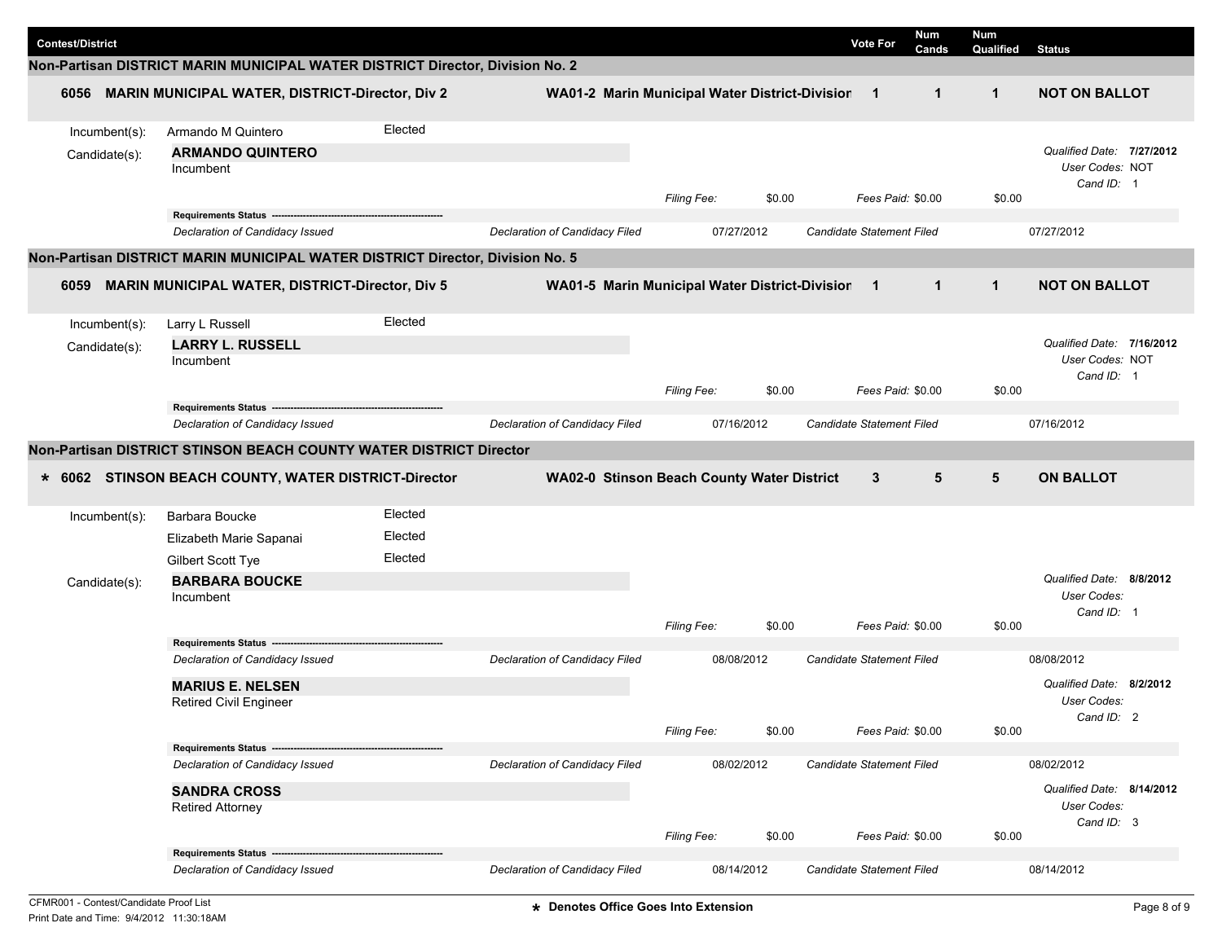| Contest/District | | Vote For | Num Cands | Num Qualified | Status |
|---|---|---|---|---|---|

## Non-Partisan DISTRICT MARIN MUNICIPAL WATER DISTRICT Director, Division No. 2

| | | | | | |
|---|---|---|---|---|---|
| 6056 MARIN MUNICIPAL WATER, DISTRICT-Director, Div 2 | WA01-2 Marin Municipal Water District-Division | 1 | 1 | 1 | NOT ON BALLOT |

Incumbent(s): Armando M Quintero — Elected

Candidate(s):

**ARMANDO QUINTERO**
Incumbent

*Qualified Date:* **7/27/2012**
*User Codes:* NOT
*Cand ID:* 1

*Filing Fee:* $0.00 *Fees Paid:* $0.00 $0.00

**Requirements Status**

| | | | | |
|---|---|---|---|---|
| *Declaration of Candidacy Issued* | *Declaration of Candidacy Filed* | 07/27/2012 | *Candidate Statement Filed* | 07/27/2012 |

## Non-Partisan DISTRICT MARIN MUNICIPAL WATER DISTRICT Director, Division No. 5

| | | | | | |
|---|---|---|---|---|---|
| 6059 MARIN MUNICIPAL WATER, DISTRICT-Director, Div 5 | WA01-5 Marin Municipal Water District-Division | 1 | 1 | 1 | NOT ON BALLOT |

Incumbent(s): Larry L Russell — Elected

Candidate(s):

**LARRY L. RUSSELL**
Incumbent

*Qualified Date:* **7/16/2012**
*User Codes:* NOT
*Cand ID:* 1

*Filing Fee:* $0.00 *Fees Paid:* $0.00 $0.00

**Requirements Status**

| | | | | |
|---|---|---|---|---|
| *Declaration of Candidacy Issued* | *Declaration of Candidacy Filed* | 07/16/2012 | *Candidate Statement Filed* | 07/16/2012 |

## Non-Partisan DISTRICT STINSON BEACH COUNTY WATER DISTRICT Director

| | | | | | |
|---|---|---|---|---|---|
| * 6062 STINSON BEACH COUNTY, WATER DISTRICT-Director | WA02-0 Stinson Beach County Water District | 3 | 5 | 5 | ON BALLOT |

Incumbent(s):
- Barbara Boucke — Elected
- Elizabeth Marie Sapanai — Elected
- Gilbert Scott Tye — Elected

Candidate(s):

**BARBARA BOUCKE**
Incumbent

*Qualified Date:* **8/8/2012**
*User Codes:*
*Cand ID:* 1

*Filing Fee:* $0.00 *Fees Paid:* $0.00 $0.00

**Requirements Status**

| | | | | |
|---|---|---|---|---|
| *Declaration of Candidacy Issued* | *Declaration of Candidacy Filed* | 08/08/2012 | *Candidate Statement Filed* | 08/08/2012 |

**MARIUS E. NELSEN**
Retired Civil Engineer

*Qualified Date:* **8/2/2012**
*User Codes:*
*Cand ID:* 2

*Filing Fee:* $0.00 *Fees Paid:* $0.00 $0.00

**Requirements Status**

| | | | | |
|---|---|---|---|---|
| *Declaration of Candidacy Issued* | *Declaration of Candidacy Filed* | 08/02/2012 | *Candidate Statement Filed* | 08/02/2012 |

**SANDRA CROSS**
Retired Attorney

*Qualified Date:* **8/14/2012**
*User Codes:*
*Cand ID:* 3

*Filing Fee:* $0.00 *Fees Paid:* $0.00 $0.00

**Requirements Status**

| | | | | |
|---|---|---|---|---|
| *Declaration of Candidacy Issued* | *Declaration of Candidacy Filed* | 08/14/2012 | *Candidate Statement Filed* | 08/14/2012 |

CFMR001 - Contest/Candidate Proof List
Print Date and Time: 9/4/2012 11:30:18AM

\* Denotes Office Goes Into Extension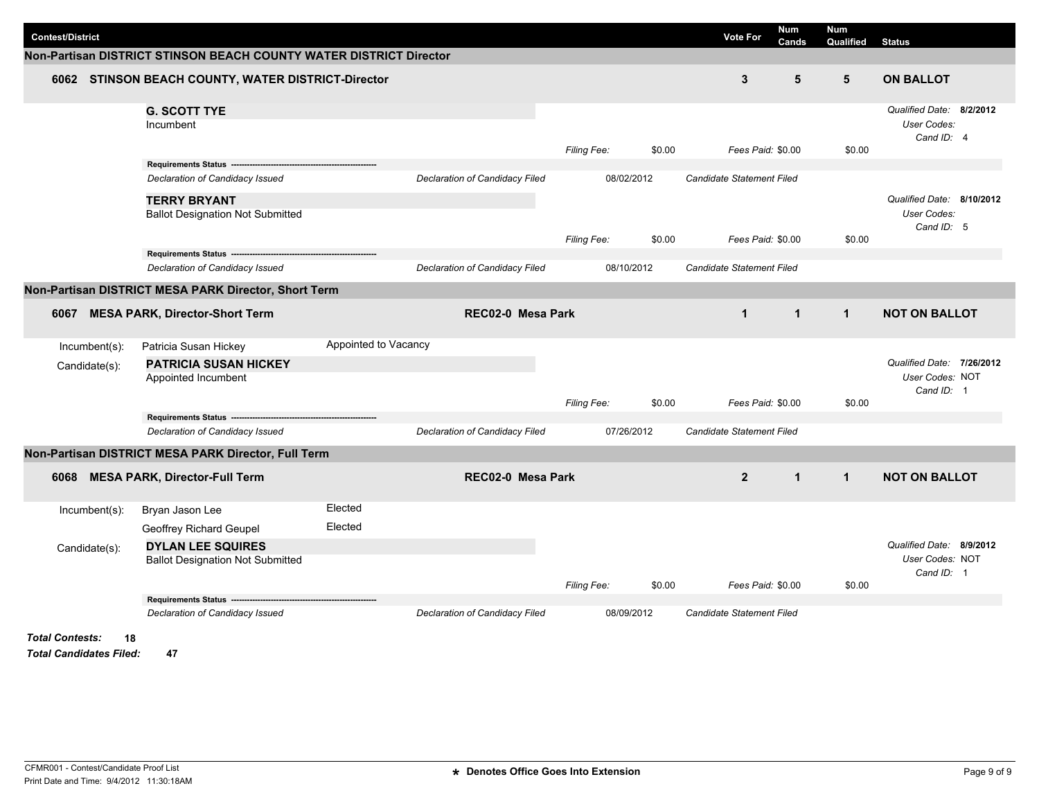| Contest/District | Vote For | Num Cands | Num Qualified | Status |
|---|---|---|---|---|

## Non-Partisan DISTRICT STINSON BEACH COUNTY WATER DISTRICT Director

| | Vote For | Num Cands | Num Qualified | Status |
|---|---|---|---|---|
| **6062 STINSON BEACH COUNTY, WATER DISTRICT-Director** | **3** | **5** | **5** | **ON BALLOT** |

**G. SCOTT TYE**
Incumbent

*Filing Fee:* $0.00 *Fees Paid:* $0.00 $0.00
*Qualified Date:* **8/2/2012**
*User Codes:*
*Cand ID:* 4

**Requirements Status** ----------------------------------------
*Declaration of Candidacy Issued* | *Declaration of Candidacy Filed* 08/02/2012 | *Candidate Statement Filed*

**TERRY BRYANT**
Ballot Designation Not Submitted

*Filing Fee:* $0.00 *Fees Paid:* $0.00 $0.00
*Qualified Date:* **8/10/2012**
*User Codes:*
*Cand ID:* 5

**Requirements Status** ----------------------------------------
*Declaration of Candidacy Issued* | *Declaration of Candidacy Filed* 08/10/2012 | *Candidate Statement Filed*

## Non-Partisan DISTRICT MESA PARK Director, Short Term

| | | Vote For | Num Cands | Num Qualified | Status |
|---|---|---|---|---|---|
| **6067 MESA PARK, Director-Short Term** | **REC02-0 Mesa Park** | **1** | **1** | **1** | **NOT ON BALLOT** |

Incumbent(s): Patricia Susan Hickey — Appointed to Vacancy

Candidate(s): **PATRICIA SUSAN HICKEY**
Appointed Incumbent

*Filing Fee:* $0.00 *Fees Paid:* $0.00 $0.00
*Qualified Date:* **7/26/2012**
*User Codes:* NOT
*Cand ID:* 1

**Requirements Status** ----------------------------------------
*Declaration of Candidacy Issued* | *Declaration of Candidacy Filed* 07/26/2012 | *Candidate Statement Filed*

## Non-Partisan DISTRICT MESA PARK Director, Full Term

| | | Vote For | Num Cands | Num Qualified | Status |
|---|---|---|---|---|---|
| **6068 MESA PARK, Director-Full Term** | **REC02-0 Mesa Park** | **2** | **1** | **1** | **NOT ON BALLOT** |

Incumbent(s): Bryan Jason Lee — Elected
Geoffrey Richard Geupel — Elected

Candidate(s): **DYLAN LEE SQUIRES**
Ballot Designation Not Submitted

*Filing Fee:* $0.00 *Fees Paid:* $0.00 $0.00
*Qualified Date:* **8/9/2012**
*User Codes:* NOT
*Cand ID:* 1

**Requirements Status** ----------------------------------------
*Declaration of Candidacy Issued* | *Declaration of Candidacy Filed* 08/09/2012 | *Candidate Statement Filed*

***Total Contests:*** **18**
***Total Candidates Filed:*** **47**

CFMR001 - Contest/Candidate Proof List
Print Date and Time: 9/4/2012 11:30:18AM

**\* Denotes Office Goes Into Extension**